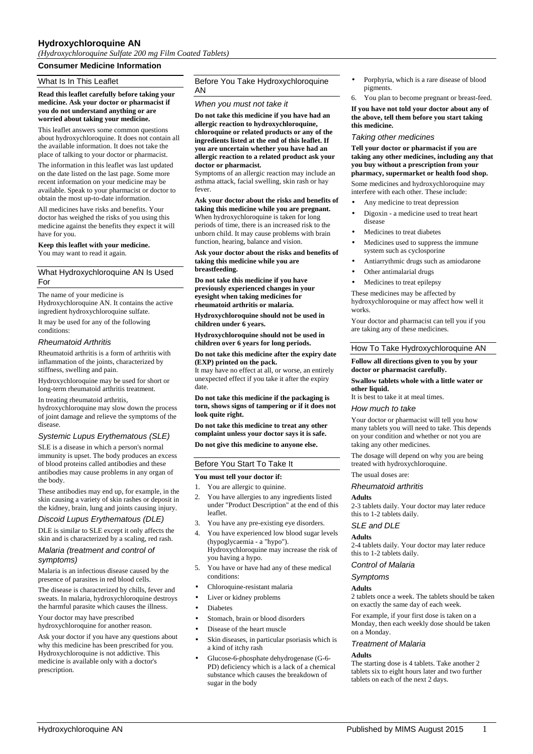# Hydroxychloroquine AN

*(Hydroxychloroquine Sulfate 200 mg Film Coated Tablets)*

## Consumer Medicine Information

## What Is In This Leaflet

**Read this leaflet carefully before taking your medicine. Ask your doctor or pharmacist if you do not understand anything or are worried about taking your medicine.**

This leaflet answers some common questions about hydroxychloroquine. It does not contain all the available information. It does not take the place of talking to your doctor or pharmacist.

The information in this leaflet was last updated on the date listed on the last page. Some more recent information on your medicine may be available. Speak to your pharmacist or doctor to obtain the most up-to-date information.

All medicines have risks and benefits. Your doctor has weighed the risks of you using this medicine against the benefits they expect it will have for you.

**Keep this leaflet with your medicine.**
You may want to read it again.

## What Hydroxychloroquine AN Is Used For

The name of your medicine is Hydroxychloroquine AN. It contains the active ingredient hydroxychloroquine sulfate.

It may be used for any of the following conditions:

### *Rheumatoid Arthritis*

Rheumatoid arthritis is a form of arthritis with inflammation of the joints, characterized by stiffness, swelling and pain.

Hydroxychloroquine may be used for short or long-term rheumatoid arthritis treatment.

In treating rheumatoid arthritis, hydroxychloroquine may slow down the process of joint damage and relieve the symptoms of the disease.

### *Systemic Lupus Erythematous (SLE)*

SLE is a disease in which a person's normal immunity is upset. The body produces an excess of blood proteins called antibodies and these antibodies may cause problems in any organ of the body.

These antibodies may end up, for example, in the skin causing a variety of skin rashes or deposit in the kidney, brain, lung and joints causing injury.

### *Discoid Lupus Erythematous (DLE)*

DLE is similar to SLE except it only affects the skin and is characterized by a scaling, red rash.

### *Malaria (treatment and control of symptoms)*

Malaria is an infectious disease caused by the presence of parasites in red blood cells.

The disease is characterized by chills, fever and sweats. In malaria, hydroxychloroquine destroys the harmful parasite which causes the illness.

Your doctor may have prescribed hydroxychloroquine for another reason.

Ask your doctor if you have any questions about why this medicine has been prescribed for you. Hydroxychloroquine is not addictive. This medicine is available only with a doctor's prescription.

## Before You Take Hydroxychloroquine AN

### *When you must not take it*

**Do not take this medicine if you have had an allergic reaction to hydroxychloroquine, chloroquine or related products or any of the ingredients listed at the end of this leaflet. If you are uncertain whether you have had an allergic reaction to a related product ask your doctor or pharmacist.**
Symptoms of an allergic reaction may include an asthma attack, facial swelling, skin rash or hay fever.

**Ask your doctor about the risks and benefits of taking this medicine while you are pregnant.**
When hydroxychloroquine is taken for long periods of time, there is an increased risk to the unborn child. It may cause problems with brain function, hearing, balance and vision.

**Ask your doctor about the risks and benefits of taking this medicine while you are breastfeeding.**

**Do not take this medicine if you have previously experienced changes in your eyesight when taking medicines for rheumatoid arthritis or malaria.**

**Hydroxychloroquine should not be used in children under 6 years.**

**Hydroxychloroquine should not be used in children over 6 years for long periods.**

**Do not take this medicine after the expiry date (EXP) printed on the pack.**
It may have no effect at all, or worse, an entirely unexpected effect if you take it after the expiry date.

**Do not take this medicine if the packaging is torn, shows signs of tampering or if it does not look quite right.**

**Do not take this medicine to treat any other complaint unless your doctor says it is safe.**

**Do not give this medicine to anyone else.**

## Before You Start To Take It

**You must tell your doctor if:**

1. You are allergic to quinine.
2. You have allergies to any ingredients listed under "Product Description" at the end of this leaflet.
3. You have any pre-existing eye disorders.
4. You have experienced low blood sugar levels (hypoglycaemia - a "hypo"). Hydroxychloroquine may increase the risk of you having a hypo.
5. You have or have had any of these medical conditions:
   - Chloroquine-resistant malaria
   - Liver or kidney problems
   - Diabetes
   - Stomach, brain or blood disorders
   - Disease of the heart muscle
   - Skin diseases, in particular psoriasis which is a kind of itchy rash
   - Glucose-6-phosphate dehydrogenase (G-6-PD) deficiency which is a lack of a chemical substance which causes the breakdown of sugar in the body
   - Porphyria, which is a rare disease of blood pigments.
6. You plan to become pregnant or breast-feed.

**If you have not told your doctor about any of the above, tell them before you start taking this medicine.**

### *Taking other medicines*

**Tell your doctor or pharmacist if you are taking any other medicines, including any that you buy without a prescription from your pharmacy, supermarket or health food shop.**

Some medicines and hydroxychloroquine may interfere with each other. These include:

- Any medicine to treat depression
- Digoxin - a medicine used to treat heart disease
- Medicines to treat diabetes
- Medicines used to suppress the immune system such as cyclosporine
- Antiarrhythmic drugs such as amiodarone
- Other antimalarial drugs
- Medicines to treat epilepsy

These medicines may be affected by hydroxychloroquine or may affect how well it works.

Your doctor and pharmacist can tell you if you are taking any of these medicines.

## How To Take Hydroxychloroquine AN

**Follow all directions given to you by your doctor or pharmacist carefully.**

**Swallow tablets whole with a little water or other liquid.**
It is best to take it at meal times.

### *How much to take*

Your doctor or pharmacist will tell you how many tablets you will need to take. This depends on your condition and whether or not you are taking any other medicines.

The dosage will depend on why you are being treated with hydroxychloroquine.

The usual doses are:

### *Rheumatoid arthritis*

**Adults**
2-3 tablets daily. Your doctor may later reduce this to 1-2 tablets daily.

### *SLE and DLE*

**Adults**
2-4 tablets daily. Your doctor may later reduce this to 1-2 tablets daily.

### *Control of Malaria*

### *Symptoms*

**Adults**
2 tablets once a week. The tablets should be taken on exactly the same day of each week.

For example, if your first dose is taken on a Monday, then each weekly dose should be taken on a Monday.

### *Treatment of Malaria*

**Adults**
The starting dose is 4 tablets. Take another 2 tablets six to eight hours later and two further tablets on each of the next 2 days.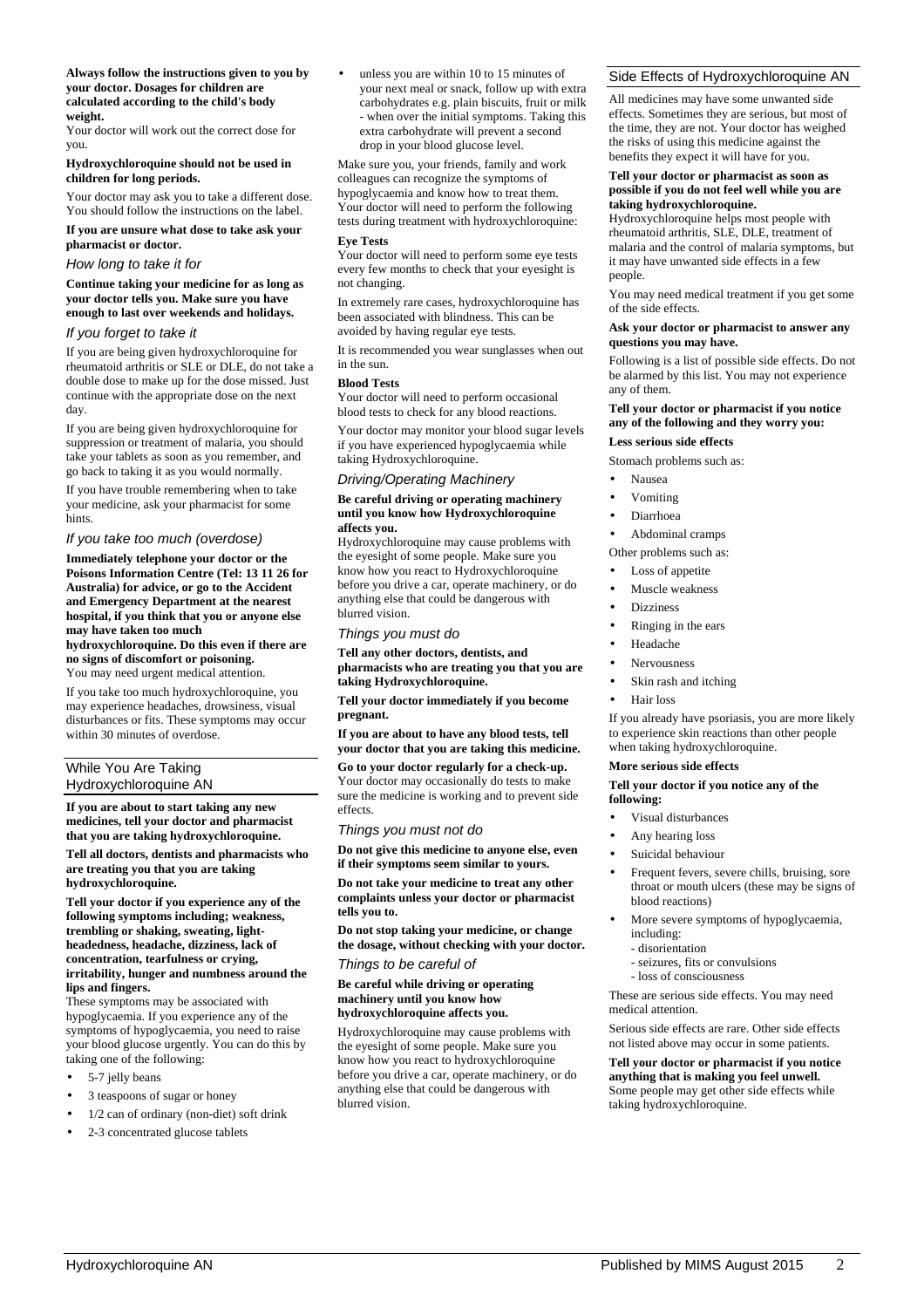**Always follow the instructions given to you by your doctor. Dosages for children are calculated according to the child's body weight.**

Your doctor will work out the correct dose for you.

**Hydroxychloroquine should not be used in children for long periods.**

Your doctor may ask you to take a different dose. You should follow the instructions on the label.

**If you are unsure what dose to take ask your pharmacist or doctor.**

### *How long to take it for*

**Continue taking your medicine for as long as your doctor tells you. Make sure you have enough to last over weekends and holidays.**

### *If you forget to take it*

If you are being given hydroxychloroquine for rheumatoid arthritis or SLE or DLE, do not take a double dose to make up for the dose missed. Just continue with the appropriate dose on the next day.

If you are being given hydroxychloroquine for suppression or treatment of malaria, you should take your tablets as soon as you remember, and go back to taking it as you would normally.

If you have trouble remembering when to take your medicine, ask your pharmacist for some hints.

### *If you take too much (overdose)*

**Immediately telephone your doctor or the Poisons Information Centre (Tel: 13 11 26 for Australia) for advice, or go to the Accident and Emergency Department at the nearest hospital, if you think that you or anyone else may have taken too much hydroxychloroquine. Do this even if there are no signs of discomfort or poisoning.**

You may need urgent medical attention.

If you take too much hydroxychloroquine, you may experience headaches, drowsiness, visual disturbances or fits. These symptoms may occur within 30 minutes of overdose.

## While You Are Taking Hydroxychloroquine AN

**If you are about to start taking any new medicines, tell your doctor and pharmacist that you are taking hydroxychloroquine.**

**Tell all doctors, dentists and pharmacists who are treating you that you are taking hydroxychloroquine.**

**Tell your doctor if you experience any of the following symptoms including; weakness, trembling or shaking, sweating, light-headedness, headache, dizziness, lack of concentration, tearfulness or crying, irritability, hunger and numbness around the lips and fingers.**

These symptoms may be associated with hypoglycaemia. If you experience any of the symptoms of hypoglycaemia, you need to raise your blood glucose urgently. You can do this by taking one of the following:

- 5-7 jelly beans
- 3 teaspoons of sugar or honey
- 1/2 can of ordinary (non-diet) soft drink
- 2-3 concentrated glucose tablets
- unless you are within 10 to 15 minutes of your next meal or snack, follow up with extra carbohydrates e.g. plain biscuits, fruit or milk - when over the initial symptoms. Taking this extra carbohydrate will prevent a second drop in your blood glucose level.

Make sure you, your friends, family and work colleagues can recognize the symptoms of hypoglycaemia and know how to treat them. Your doctor will need to perform the following tests during treatment with hydroxychloroquine:

**Eye Tests**

Your doctor will need to perform some eye tests every few months to check that your eyesight is not changing.

In extremely rare cases, hydroxychloroquine has been associated with blindness. This can be avoided by having regular eye tests.

It is recommended you wear sunglasses when out in the sun.

**Blood Tests**

Your doctor will need to perform occasional blood tests to check for any blood reactions.

Your doctor may monitor your blood sugar levels if you have experienced hypoglycaemia while taking Hydroxychloroquine.

### *Driving/Operating Machinery*

**Be careful driving or operating machinery until you know how Hydroxychloroquine affects you.**

Hydroxychloroquine may cause problems with the eyesight of some people. Make sure you know how you react to Hydroxychloroquine before you drive a car, operate machinery, or do anything else that could be dangerous with blurred vision.

### *Things you must do*

**Tell any other doctors, dentists, and pharmacists who are treating you that you are taking Hydroxychloroquine.**

**Tell your doctor immediately if you become pregnant.**

**If you are about to have any blood tests, tell your doctor that you are taking this medicine.**

**Go to your doctor regularly for a check-up.** Your doctor may occasionally do tests to make sure the medicine is working and to prevent side effects.

### *Things you must not do*

**Do not give this medicine to anyone else, even if their symptoms seem similar to yours.**

**Do not take your medicine to treat any other complaints unless your doctor or pharmacist tells you to.**

**Do not stop taking your medicine, or change the dosage, without checking with your doctor.**

### *Things to be careful of*

**Be careful while driving or operating machinery until you know how hydroxychloroquine affects you.**

Hydroxychloroquine may cause problems with the eyesight of some people. Make sure you know how you react to hydroxychloroquine before you drive a car, operate machinery, or do anything else that could be dangerous with blurred vision.

## Side Effects of Hydroxychloroquine AN

All medicines may have some unwanted side effects. Sometimes they are serious, but most of the time, they are not. Your doctor has weighed the risks of using this medicine against the benefits they expect it will have for you.

**Tell your doctor or pharmacist as soon as possible if you do not feel well while you are taking hydroxychloroquine.**

Hydroxychloroquine helps most people with rheumatoid arthritis, SLE, DLE, treatment of malaria and the control of malaria symptoms, but it may have unwanted side effects in a few people.

You may need medical treatment if you get some of the side effects.

**Ask your doctor or pharmacist to answer any questions you may have.**

Following is a list of possible side effects. Do not be alarmed by this list. You may not experience any of them.

**Tell your doctor or pharmacist if you notice any of the following and they worry you:**

**Less serious side effects**

Stomach problems such as:

- Nausea
- Vomiting
- Diarrhoea
- Abdominal cramps

Other problems such as:

- Loss of appetite
- Muscle weakness
- Dizziness
- Ringing in the ears
- Headache
- Nervousness
- Skin rash and itching
- Hair loss

If you already have psoriasis, you are more likely to experience skin reactions than other people when taking hydroxychloroquine.

**More serious side effects**

**Tell your doctor if you notice any of the following:**

- Visual disturbances
- Any hearing loss
- Suicidal behaviour
- Frequent fevers, severe chills, bruising, sore throat or mouth ulcers (these may be signs of blood reactions)
- More severe symptoms of hypoglycaemia, including:
  - disorientation
  - seizures, fits or convulsions
  - loss of consciousness

These are serious side effects. You may need medical attention.

Serious side effects are rare. Other side effects not listed above may occur in some patients.

**Tell your doctor or pharmacist if you notice anything that is making you feel unwell.** Some people may get other side effects while taking hydroxychloroquine.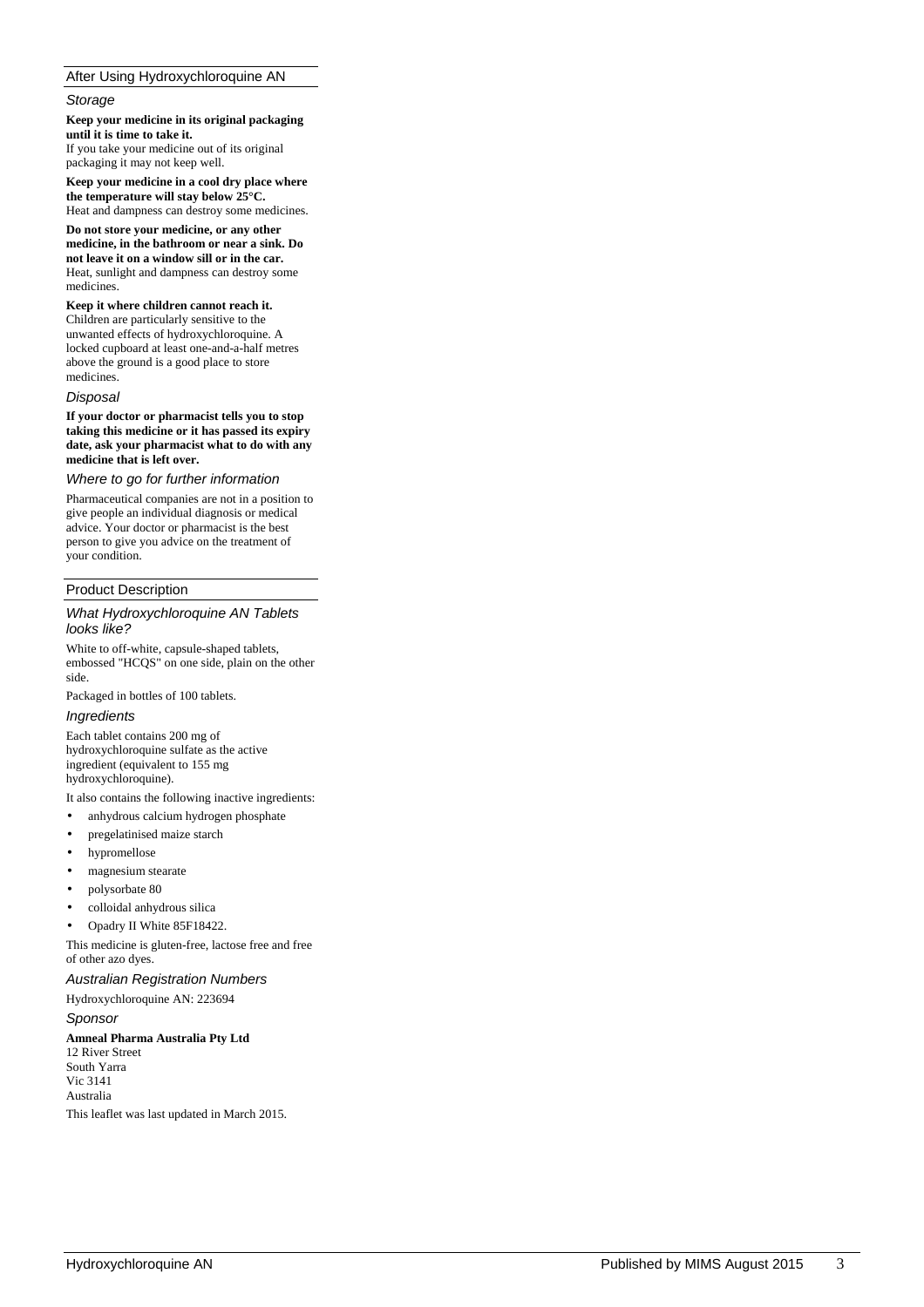## After Using Hydroxychloroquine AN

### *Storage*

**Keep your medicine in its original packaging until it is time to take it.**
If you take your medicine out of its original packaging it may not keep well.

**Keep your medicine in a cool dry place where the temperature will stay below 25°C.**
Heat and dampness can destroy some medicines.

**Do not store your medicine, or any other medicine, in the bathroom or near a sink. Do not leave it on a window sill or in the car.**
Heat, sunlight and dampness can destroy some medicines.

**Keep it where children cannot reach it.**
Children are particularly sensitive to the unwanted effects of hydroxychloroquine. A locked cupboard at least one-and-a-half metres above the ground is a good place to store medicines.

### *Disposal*

**If your doctor or pharmacist tells you to stop taking this medicine or it has passed its expiry date, ask your pharmacist what to do with any medicine that is left over.**

### *Where to go for further information*

Pharmaceutical companies are not in a position to give people an individual diagnosis or medical advice. Your doctor or pharmacist is the best person to give you advice on the treatment of your condition.

## Product Description

### *What Hydroxychloroquine AN Tablets looks like?*

White to off-white, capsule-shaped tablets, embossed "HCQS" on one side, plain on the other side.

Packaged in bottles of 100 tablets.

### *Ingredients*

Each tablet contains 200 mg of hydroxychloroquine sulfate as the active ingredient (equivalent to 155 mg hydroxychloroquine).

It also contains the following inactive ingredients:

- anhydrous calcium hydrogen phosphate
- pregelatinised maize starch
- hypromellose
- magnesium stearate
- polysorbate 80
- colloidal anhydrous silica
- Opadry II White 85F18422.

This medicine is gluten-free, lactose free and free of other azo dyes.

### *Australian Registration Numbers*

Hydroxychloroquine AN: 223694

### *Sponsor*

**Amneal Pharma Australia Pty Ltd**
12 River Street
South Yarra
Vic 3141
Australia

This leaflet was last updated in March 2015.